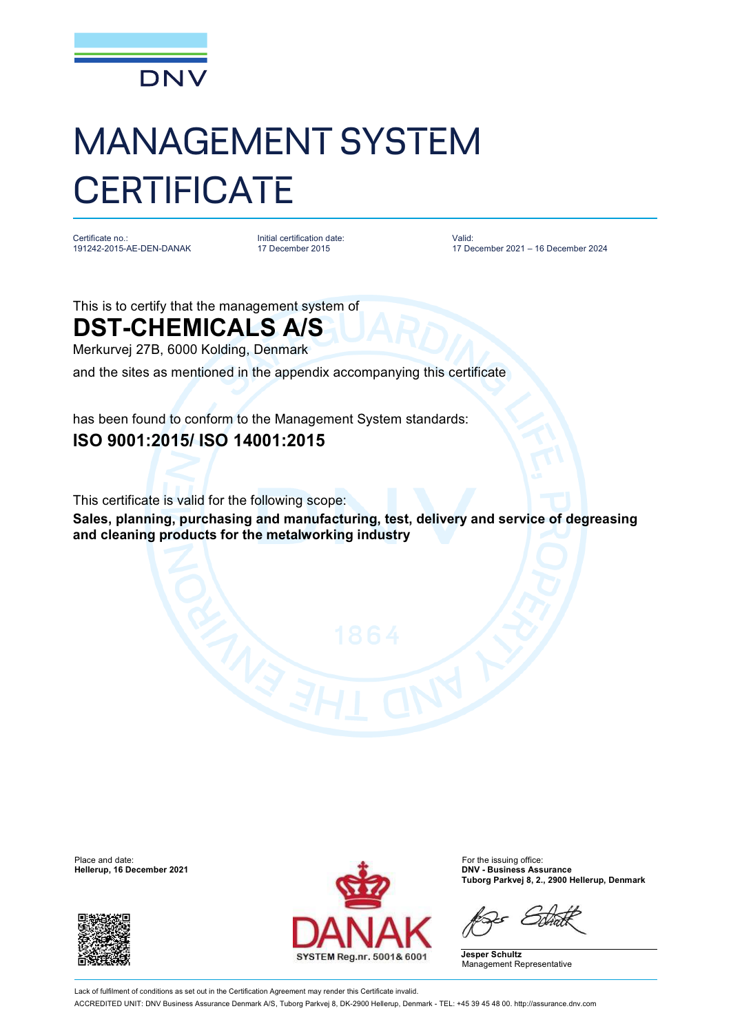DNV

# MANAGEMENT SYSTEM CERTIFICATE

Certificate no.:
191242-2015-AE-DEN-DANAK

Initial certification date:
17 December 2015

Valid:
17 December 2021 – 16 December 2024

This is to certify that the management system of

## DST-CHEMICALS A/S

Merkurvej 27B, 6000 Kolding, Denmark

and the sites as mentioned in the appendix accompanying this certificate

has been found to conform to the Management System standards:

## ISO 9001:2015/ ISO 14001:2015

This certificate is valid for the following scope:

**Sales, planning, purchasing and manufacturing, test, delivery and service of degreasing and cleaning products for the metalworking industry**

Place and date:
**Hellerup, 16 December 2021**

DANAK
SYSTEM Reg.nr. 5001& 6001

For the issuing office:
**DNV - Business Assurance**
**Tuborg Parkvej 8, 2., 2900 Hellerup, Denmark**

**Jesper Schultz**
Management Representative

Lack of fulfilment of conditions as set out in the Certification Agreement may render this Certificate invalid.

ACCREDITED UNIT: DNV Business Assurance Denmark A/S, Tuborg Parkvej 8, DK-2900 Hellerup, Denmark - TEL: +45 39 45 48 00. http://assurance.dnv.com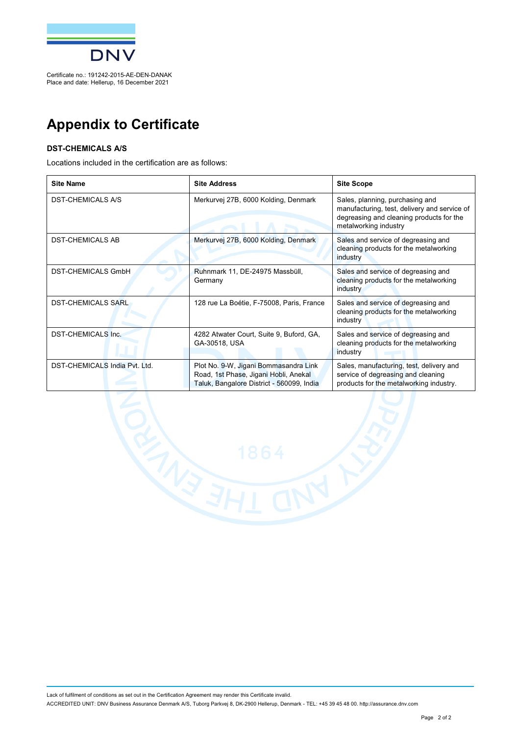Certificate no.: 191242-2015-AE-DEN-DANAK
Place and date: Hellerup, 16 December 2021

# Appendix to Certificate

**DST-CHEMICALS A/S**

Locations included in the certification are as follows:

| Site Name | Site Address | Site Scope |
|---|---|---|
| DST-CHEMICALS A/S | Merkurvej 27B, 6000 Kolding, Denmark | Sales, planning, purchasing and manufacturing, test, delivery and service of degreasing and cleaning products for the metalworking industry |
| DST-CHEMICALS AB | Merkurvej 27B, 6000 Kolding, Denmark | Sales and service of degreasing and cleaning products for the metalworking industry |
| DST-CHEMICALS GmbH | Ruhnmark 11, DE-24975 Massbüll, Germany | Sales and service of degreasing and cleaning products for the metalworking industry |
| DST-CHEMICALS SARL | 128 rue La Boétie, F-75008, Paris, France | Sales and service of degreasing and cleaning products for the metalworking industry |
| DST-CHEMICALS Inc. | 4282 Atwater Court, Suite 9, Buford, GA, GA-30518, USA | Sales and service of degreasing and cleaning products for the metalworking industry |
| DST-CHEMICALS India Pvt. Ltd. | Plot No. 9-W, Jigani Bommasandra Link Road, 1st Phase, Jigani Hobli, Anekal Taluk, Bangalore District - 560099, India | Sales, manufacturing, test, delivery and service of degreasing and cleaning products for the metalworking industry. |

Lack of fulfilment of conditions as set out in the Certification Agreement may render this Certificate invalid.

ACCREDITED UNIT: DNV Business Assurance Denmark A/S, Tuborg Parkvej 8, DK-2900 Hellerup, Denmark - TEL: +45 39 45 48 00. http://assurance.dnv.com